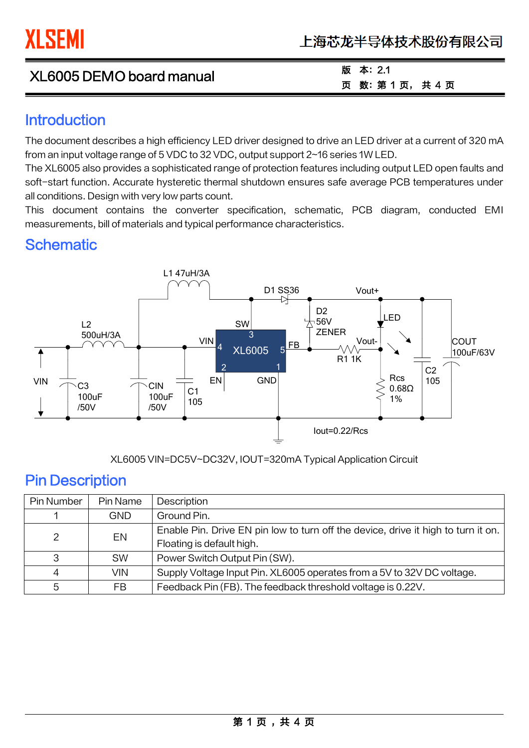XLSEMI　上海芯龙半导体技术股份有限公司

XL6005 DEMO board manual

版　本: 2.1

## Introduction

The document describes a high efficiency LED driver designed to drive an LED driver at a current of 320 mA from an input voltage range of 5 VDC to 32 VDC, output support 2~16 series 1W LED.
The XL6005 also provides a sophisticated range of protection features including output LED open faults and soft-start function. Accurate hysteretic thermal shutdown ensures safe average PCB temperatures under all conditions. Design with very low parts count.
This document contains the converter specification, schematic, PCB diagram, conducted EMI measurements, bill of materials and typical performance characteristics.

## Schematic

XL6005 VIN=DC5V~DC32V, IOUT=320mA Typical Application Circuit

## Pin Description

| Pin Number | Pin Name | Description |
|---|---|---|
| 1 | GND | Ground Pin. |
| 2 | EN | Enable Pin. Drive EN pin low to turn off the device, drive it high to turn it on. Floating is default high. |
| 3 | SW | Power Switch Output Pin (SW). |
| 4 | VIN | Supply Voltage Input Pin. XL6005 operates from a 5V to 32V DC voltage. |
| 5 | FB | Feedback Pin (FB). The feedback threshold voltage is 0.22V. |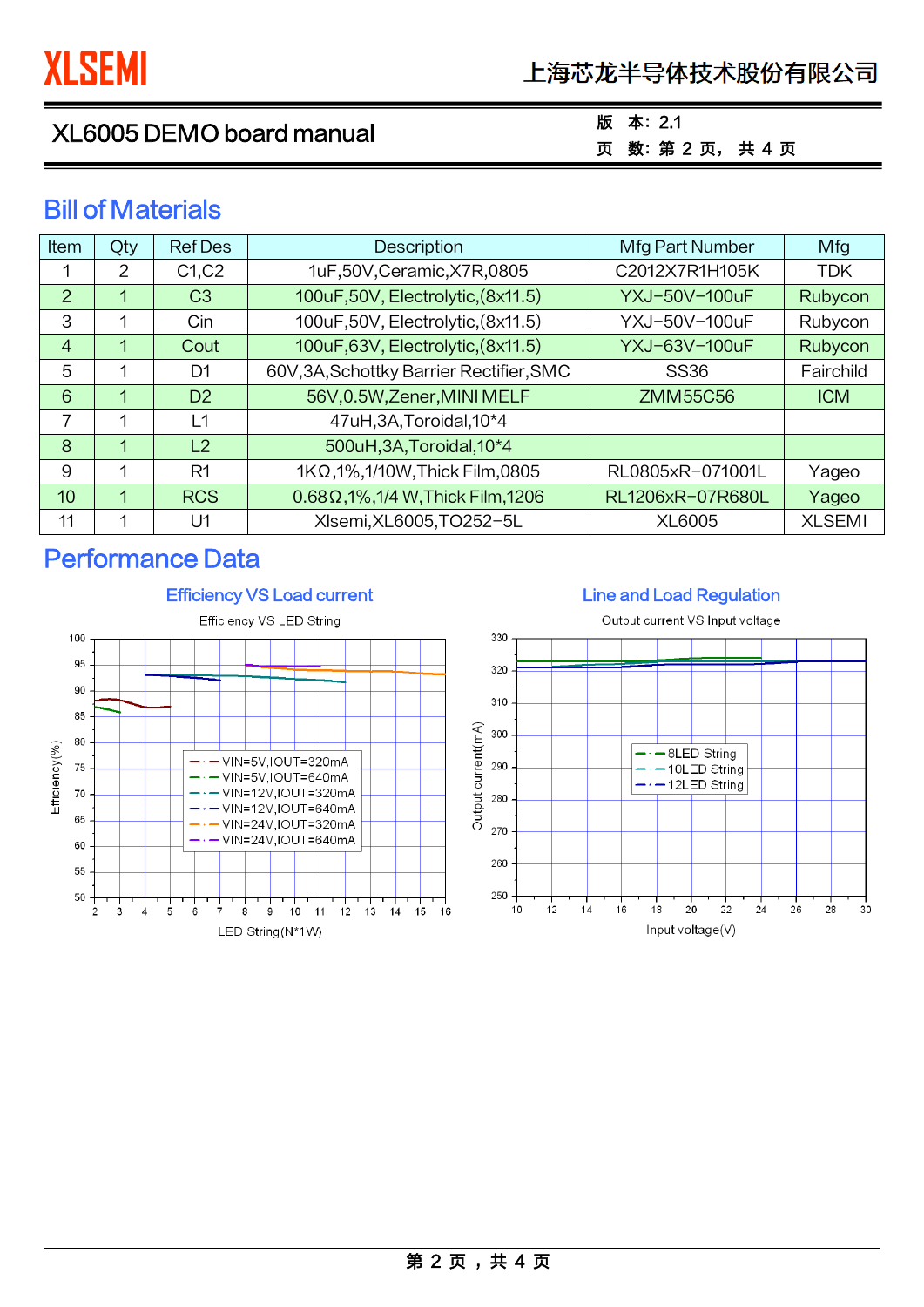## Bill of Materials

| Item | Qty | Ref Des | Description | Mfg Part Number | Mfg |
|---|---|---|---|---|---|
| 1 | 2 | C1,C2 | 1uF,50V,Ceramic,X7R,0805 | C2012X7R1H105K | TDK |
| 2 | 1 | C3 | 100uF,50V, Electrolytic,(8x11.5) | YXJ-50V-100uF | Rubycon |
| 3 | 1 | Cin | 100uF,50V, Electrolytic,(8x11.5) | YXJ-50V-100uF | Rubycon |
| 4 | 1 | Cout | 100uF,63V, Electrolytic,(8x11.5) | YXJ-63V-100uF | Rubycon |
| 5 | 1 | D1 | 60V,3A,Schottky Barrier Rectifier,SMC | SS36 | Fairchild |
| 6 | 1 | D2 | 56V,0.5W,Zener,MINI MELF | ZMM55C56 | ICM |
| 7 | 1 | L1 | 47uH,3A,Toroidal,10*4 | | |
| 8 | 1 | L2 | 500uH,3A,Toroidal,10*4 | | |
| 9 | 1 | R1 | 1KΩ,1%,1/10W,Thick Film,0805 | RL0805xR-071001L | Yageo |
| 10 | 1 | RCS | 0.68Ω,1%,1/4 W,Thick Film,1206 | RL1206xR-07R680L | Yageo |
| 11 | 1 | U1 | Xlsemi,XL6005,TO252-5L | XL6005 | XLSEMI |

## Performance Data

### Efficiency VS Load current

Efficiency VS LED String

### Line and Load Regulation

Output current VS Input voltage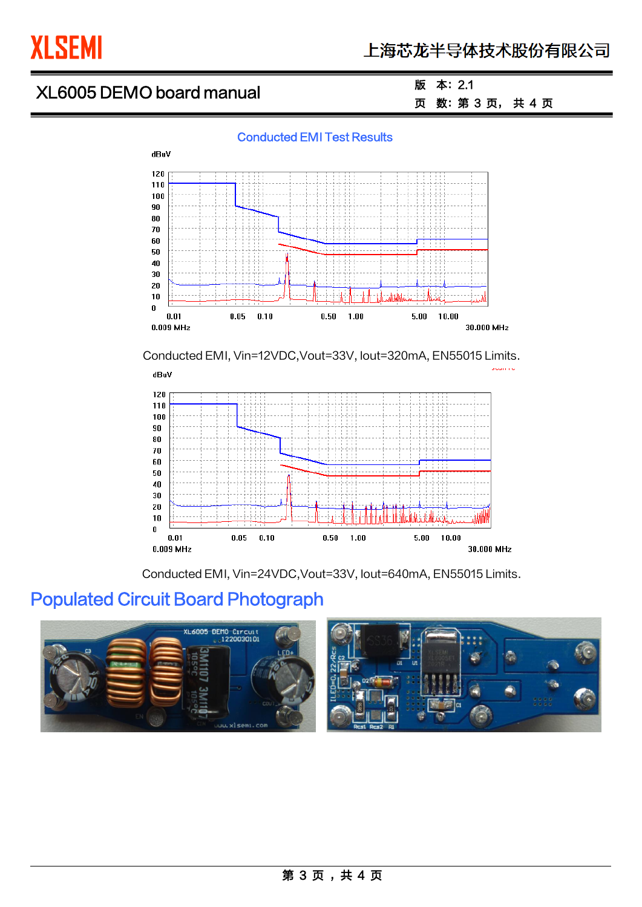## Conducted EMI Test Results

Conducted EMI, Vin=12VDC,Vout=33V, Iout=320mA, EN55015 Limits.

Conducted EMI, Vin=24VDC,Vout=33V, Iout=640mA, EN55015 Limits.

# Populated Circuit Board Photograph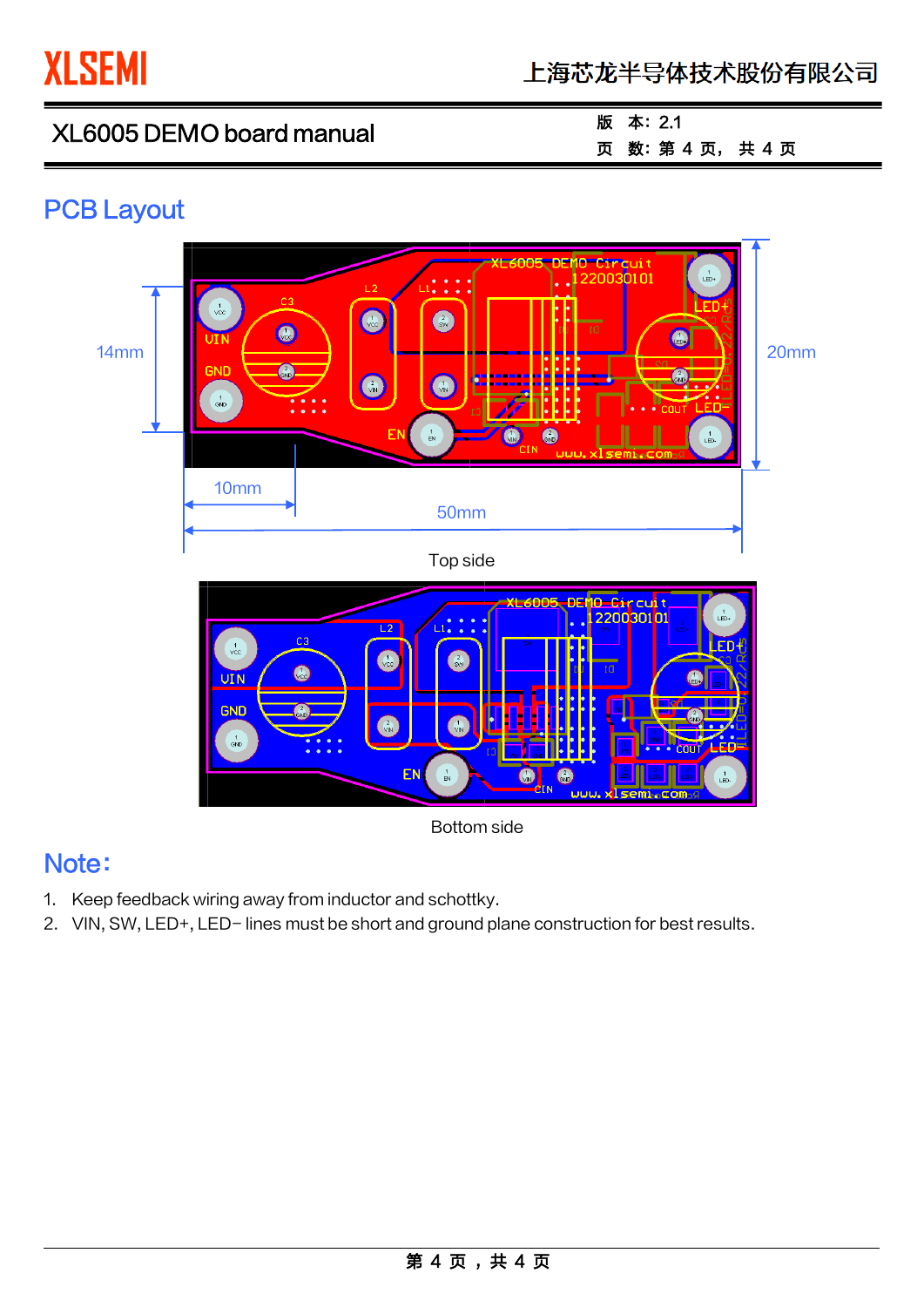## PCB Layout

14mm

20mm

10mm

50mm

Top side

Bottom side

## Note:

1. Keep feedback wiring away from inductor and schottky.
2. VIN, SW, LED+, LED− lines must be short and ground plane construction for best results.